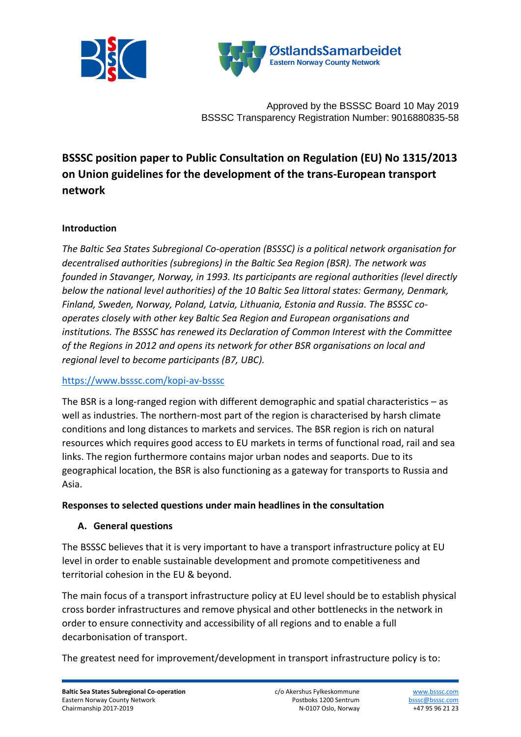Approved by the BSSSC Board 10 May 2019
BSSSC Transparency Registration Number: 9016880835-58

# BSSSC position paper to Public Consultation on Regulation (EU) No 1315/2013 on Union guidelines for the development of the trans-European transport network

## Introduction

*The Baltic Sea States Subregional Co-operation (BSSSC) is a political network organisation for decentralised authorities (subregions) in the Baltic Sea Region (BSR). The network was founded in Stavanger, Norway, in 1993. Its participants are regional authorities (level directly below the national level authorities) of the 10 Baltic Sea littoral states: Germany, Denmark, Finland, Sweden, Norway, Poland, Latvia, Lithuania, Estonia and Russia. The BSSSC co-operates closely with other key Baltic Sea Region and European organisations and institutions. The BSSSC has renewed its Declaration of Common Interest with the Committee of the Regions in 2012 and opens its network for other BSR organisations on local and regional level to become participants (B7, UBC).*

https://www.bsssc.com/kopi-av-bsssc

The BSR is a long-ranged region with different demographic and spatial characteristics – as well as industries. The northern-most part of the region is characterised by harsh climate conditions and long distances to markets and services. The BSR region is rich on natural resources which requires good access to EU markets in terms of functional road, rail and sea links. The region furthermore contains major urban nodes and seaports. Due to its geographical location, the BSR is also functioning as a gateway for transports to Russia and Asia.

## Responses to selected questions under main headlines in the consultation

### A. General questions

The BSSSC believes that it is very important to have a transport infrastructure policy at EU level in order to enable sustainable development and promote competitiveness and territorial cohesion in the EU & beyond.

The main focus of a transport infrastructure policy at EU level should be to establish physical cross border infrastructures and remove physical and other bottlenecks in the network in order to ensure connectivity and accessibility of all regions and to enable a full decarbonisation of transport.

The greatest need for improvement/development in transport infrastructure policy is to: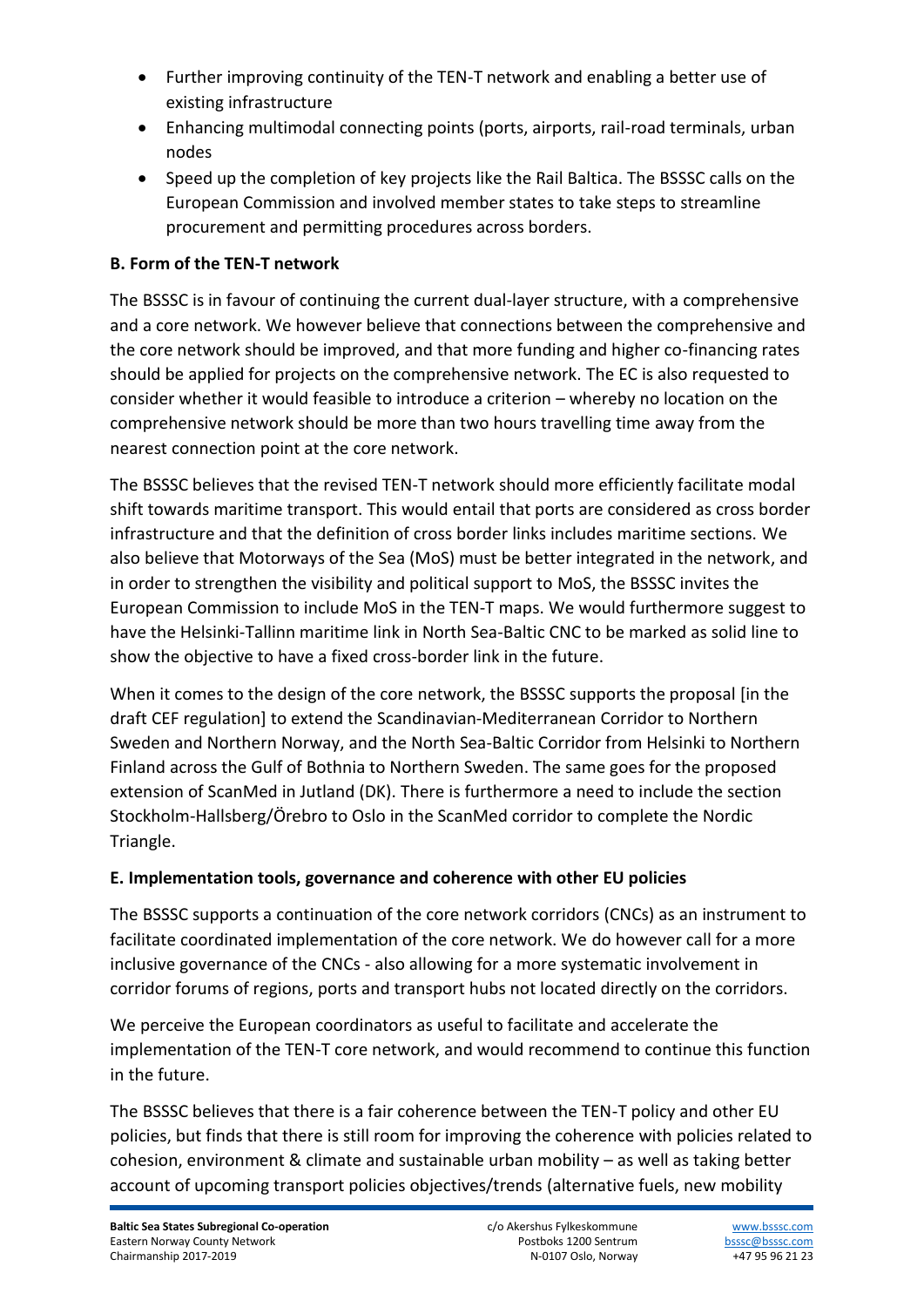- Further improving continuity of the TEN-T network and enabling a better use of existing infrastructure
- Enhancing multimodal connecting points (ports, airports, rail-road terminals, urban nodes
- Speed up the completion of key projects like the Rail Baltica. The BSSSC calls on the European Commission and involved member states to take steps to streamline procurement and permitting procedures across borders.

**B. Form of the TEN-T network**

The BSSSC is in favour of continuing the current dual-layer structure, with a comprehensive and a core network. We however believe that connections between the comprehensive and the core network should be improved, and that more funding and higher co-financing rates should be applied for projects on the comprehensive network. The EC is also requested to consider whether it would feasible to introduce a criterion – whereby no location on the comprehensive network should be more than two hours travelling time away from the nearest connection point at the core network.

The BSSSC believes that the revised TEN-T network should more efficiently facilitate modal shift towards maritime transport. This would entail that ports are considered as cross border infrastructure and that the definition of cross border links includes maritime sections. We also believe that Motorways of the Sea (MoS) must be better integrated in the network, and in order to strengthen the visibility and political support to MoS, the BSSSC invites the European Commission to include MoS in the TEN-T maps. We would furthermore suggest to have the Helsinki-Tallinn maritime link in North Sea-Baltic CNC to be marked as solid line to show the objective to have a fixed cross-border link in the future.

When it comes to the design of the core network, the BSSSC supports the proposal [in the draft CEF regulation] to extend the Scandinavian-Mediterranean Corridor to Northern Sweden and Northern Norway, and the North Sea-Baltic Corridor from Helsinki to Northern Finland across the Gulf of Bothnia to Northern Sweden. The same goes for the proposed extension of ScanMed in Jutland (DK). There is furthermore a need to include the section Stockholm-Hallsberg/Örebro to Oslo in the ScanMed corridor to complete the Nordic Triangle.

**E. Implementation tools, governance and coherence with other EU policies**

The BSSSC supports a continuation of the core network corridors (CNCs) as an instrument to facilitate coordinated implementation of the core network. We do however call for a more inclusive governance of the CNCs - also allowing for a more systematic involvement in corridor forums of regions, ports and transport hubs not located directly on the corridors.

We perceive the European coordinators as useful to facilitate and accelerate the implementation of the TEN-T core network, and would recommend to continue this function in the future.

The BSSSC believes that there is a fair coherence between the TEN-T policy and other EU policies, but finds that there is still room for improving the coherence with policies related to cohesion, environment & climate and sustainable urban mobility – as well as taking better account of upcoming transport policies objectives/trends (alternative fuels, new mobility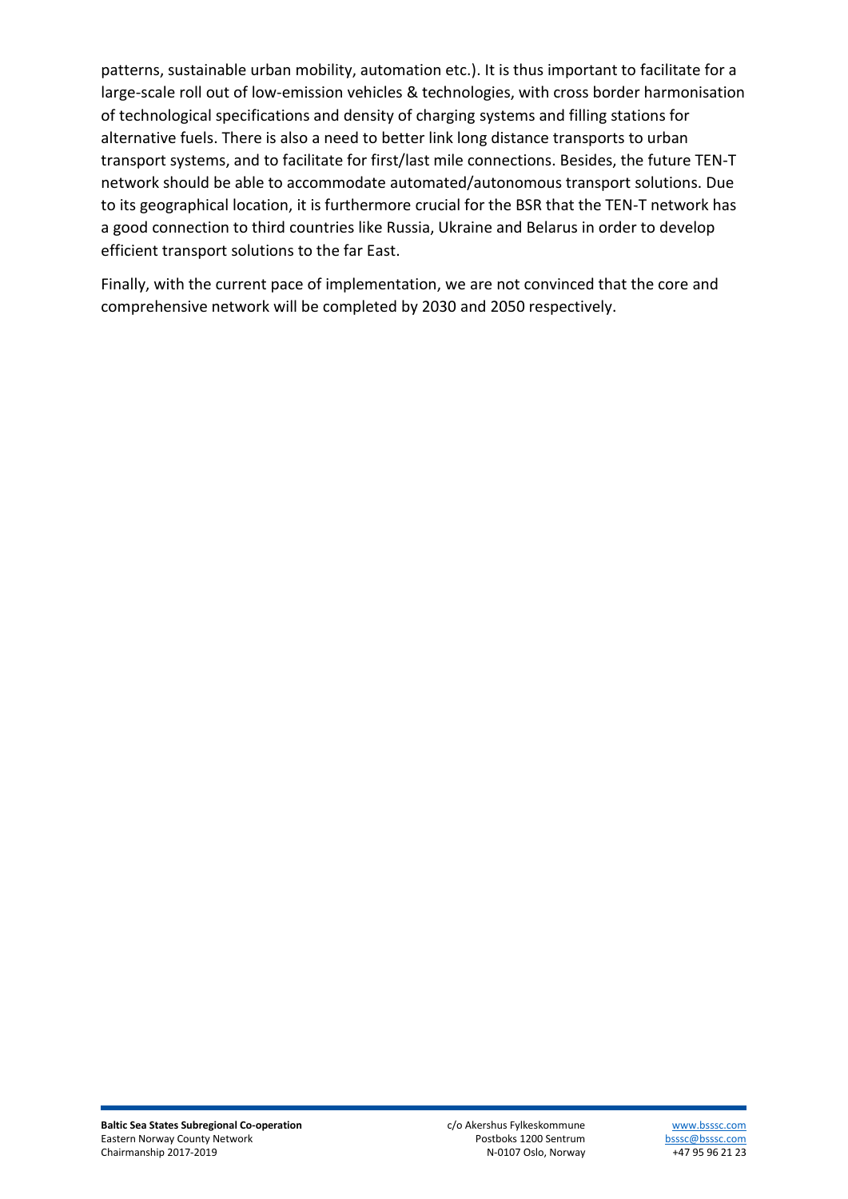patterns, sustainable urban mobility, automation etc.). It is thus important to facilitate for a large-scale roll out of low-emission vehicles & technologies, with cross border harmonisation of technological specifications and density of charging systems and filling stations for alternative fuels. There is also a need to better link long distance transports to urban transport systems, and to facilitate for first/last mile connections. Besides, the future TEN-T network should be able to accommodate automated/autonomous transport solutions. Due to its geographical location, it is furthermore crucial for the BSR that the TEN-T network has a good connection to third countries like Russia, Ukraine and Belarus in order to develop efficient transport solutions to the far East.

Finally, with the current pace of implementation, we are not convinced that the core and comprehensive network will be completed by 2030 and 2050 respectively.